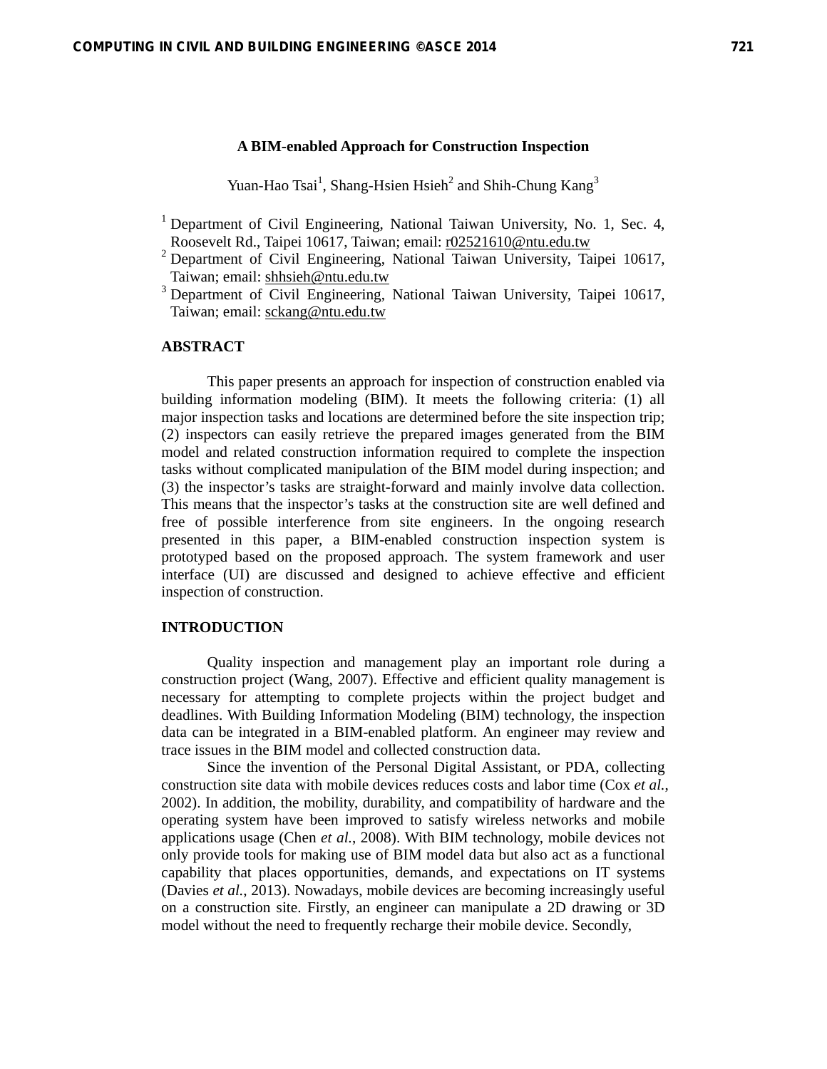# A BIM-enabled Approach for Construction Inspection

Yuan-Hao Tsai[1], Shang-Hsien Hsieh[2] and Shih-Chung Kang[3]

[1] Department of Civil Engineering, National Taiwan University, No. 1, Sec. 4, Roosevelt Rd., Taipei 10617, Taiwan; email: r02521610@ntu.edu.tw
[2] Department of Civil Engineering, National Taiwan University, Taipei 10617, Taiwan; email: shhsieh@ntu.edu.tw
[3] Department of Civil Engineering, National Taiwan University, Taipei 10617, Taiwan; email: sckang@ntu.edu.tw

## ABSTRACT

This paper presents an approach for inspection of construction enabled via building information modeling (BIM). It meets the following criteria: (1) all major inspection tasks and locations are determined before the site inspection trip; (2) inspectors can easily retrieve the prepared images generated from the BIM model and related construction information required to complete the inspection tasks without complicated manipulation of the BIM model during inspection; and (3) the inspector's tasks are straight-forward and mainly involve data collection. This means that the inspector's tasks at the construction site are well defined and free of possible interference from site engineers. In the ongoing research presented in this paper, a BIM-enabled construction inspection system is prototyped based on the proposed approach. The system framework and user interface (UI) are discussed and designed to achieve effective and efficient inspection of construction.

## INTRODUCTION

Quality inspection and management play an important role during a construction project (Wang, 2007). Effective and efficient quality management is necessary for attempting to complete projects within the project budget and deadlines. With Building Information Modeling (BIM) technology, the inspection data can be integrated in a BIM-enabled platform. An engineer may review and trace issues in the BIM model and collected construction data.

Since the invention of the Personal Digital Assistant, or PDA, collecting construction site data with mobile devices reduces costs and labor time (Cox *et al.*, 2002). In addition, the mobility, durability, and compatibility of hardware and the operating system have been improved to satisfy wireless networks and mobile applications usage (Chen *et al.*, 2008). With BIM technology, mobile devices not only provide tools for making use of BIM model data but also act as a functional capability that places opportunities, demands, and expectations on IT systems (Davies *et al.*, 2013). Nowadays, mobile devices are becoming increasingly useful on a construction site. Firstly, an engineer can manipulate a 2D drawing or 3D model without the need to frequently recharge their mobile device. Secondly,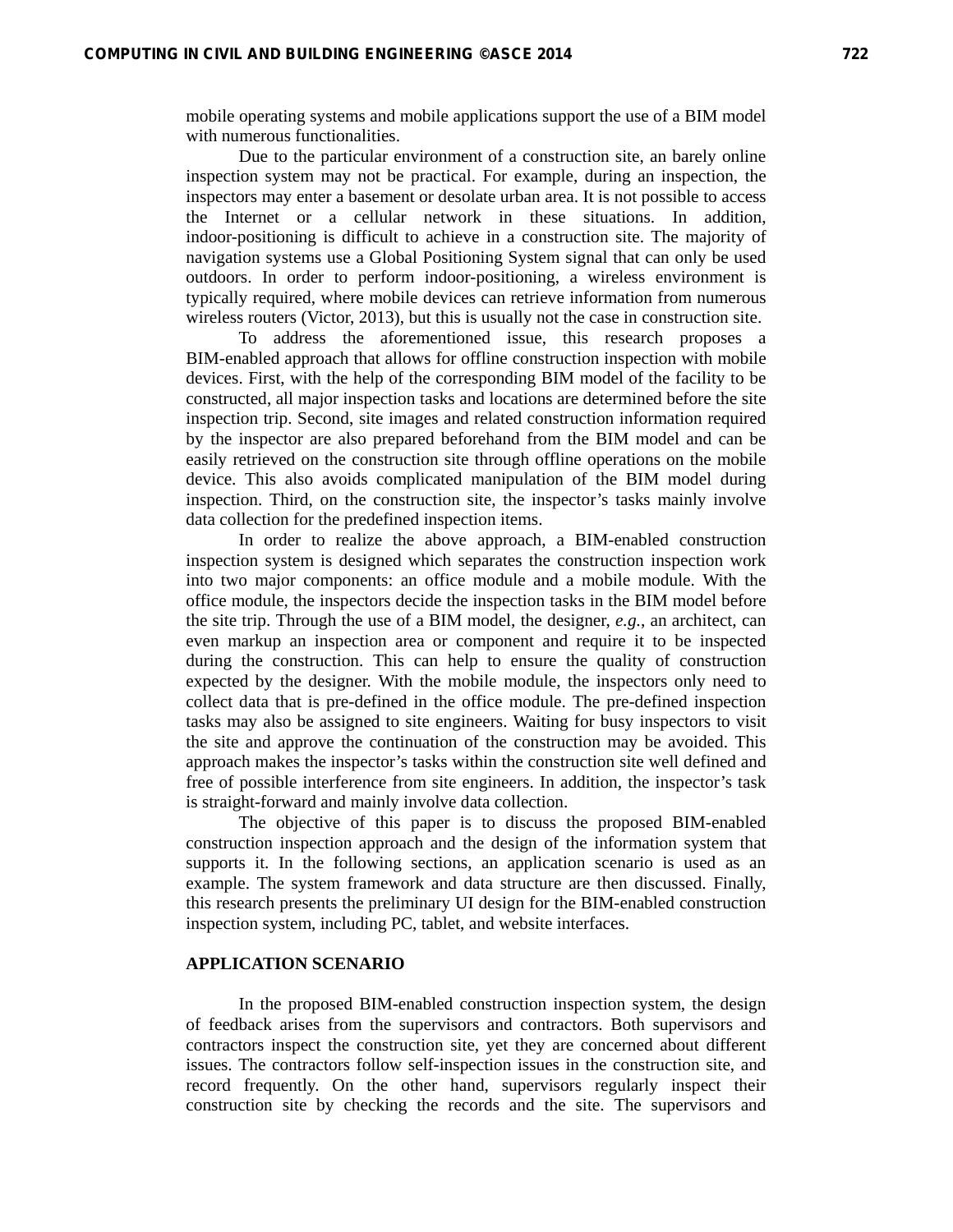mobile operating systems and mobile applications support the use of a BIM model with numerous functionalities.

Due to the particular environment of a construction site, an barely online inspection system may not be practical. For example, during an inspection, the inspectors may enter a basement or desolate urban area. It is not possible to access the Internet or a cellular network in these situations. In addition, indoor-positioning is difficult to achieve in a construction site. The majority of navigation systems use a Global Positioning System signal that can only be used outdoors. In order to perform indoor-positioning, a wireless environment is typically required, where mobile devices can retrieve information from numerous wireless routers (Victor, 2013), but this is usually not the case in construction site.

To address the aforementioned issue, this research proposes a BIM-enabled approach that allows for offline construction inspection with mobile devices. First, with the help of the corresponding BIM model of the facility to be constructed, all major inspection tasks and locations are determined before the site inspection trip. Second, site images and related construction information required by the inspector are also prepared beforehand from the BIM model and can be easily retrieved on the construction site through offline operations on the mobile device. This also avoids complicated manipulation of the BIM model during inspection. Third, on the construction site, the inspector's tasks mainly involve data collection for the predefined inspection items.

In order to realize the above approach, a BIM-enabled construction inspection system is designed which separates the construction inspection work into two major components: an office module and a mobile module. With the office module, the inspectors decide the inspection tasks in the BIM model before the site trip. Through the use of a BIM model, the designer, *e.g.*, an architect, can even markup an inspection area or component and require it to be inspected during the construction. This can help to ensure the quality of construction expected by the designer. With the mobile module, the inspectors only need to collect data that is pre-defined in the office module. The pre-defined inspection tasks may also be assigned to site engineers. Waiting for busy inspectors to visit the site and approve the continuation of the construction may be avoided. This approach makes the inspector's tasks within the construction site well defined and free of possible interference from site engineers. In addition, the inspector's task is straight-forward and mainly involve data collection.

The objective of this paper is to discuss the proposed BIM-enabled construction inspection approach and the design of the information system that supports it. In the following sections, an application scenario is used as an example. The system framework and data structure are then discussed. Finally, this research presents the preliminary UI design for the BIM-enabled construction inspection system, including PC, tablet, and website interfaces.

## APPLICATION SCENARIO

In the proposed BIM-enabled construction inspection system, the design of feedback arises from the supervisors and contractors. Both supervisors and contractors inspect the construction site, yet they are concerned about different issues. The contractors follow self-inspection issues in the construction site, and record frequently. On the other hand, supervisors regularly inspect their construction site by checking the records and the site. The supervisors and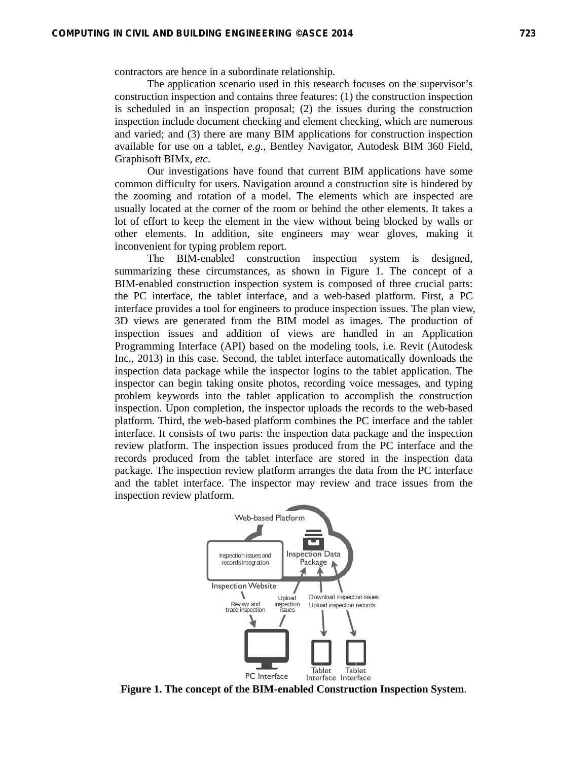contractors are hence in a subordinate relationship.

The application scenario used in this research focuses on the supervisor's construction inspection and contains three features: (1) the construction inspection is scheduled in an inspection proposal; (2) the issues during the construction inspection include document checking and element checking, which are numerous and varied; and (3) there are many BIM applications for construction inspection available for use on a tablet, *e.g.*, Bentley Navigator, Autodesk BIM 360 Field, Graphisoft BIMx, *etc*.

Our investigations have found that current BIM applications have some common difficulty for users. Navigation around a construction site is hindered by the zooming and rotation of a model. The elements which are inspected are usually located at the corner of the room or behind the other elements. It takes a lot of effort to keep the element in the view without being blocked by walls or other elements. In addition, site engineers may wear gloves, making it inconvenient for typing problem report.

The BIM-enabled construction inspection system is designed, summarizing these circumstances, as shown in Figure 1. The concept of a BIM-enabled construction inspection system is composed of three crucial parts: the PC interface, the tablet interface, and a web-based platform. First, a PC interface provides a tool for engineers to produce inspection issues. The plan view, 3D views are generated from the BIM model as images. The production of inspection issues and addition of views are handled in an Application Programming Interface (API) based on the modeling tools, i.e. Revit (Autodesk Inc., 2013) in this case. Second, the tablet interface automatically downloads the inspection data package while the inspector logins to the tablet application. The inspector can begin taking onsite photos, recording voice messages, and typing problem keywords into the tablet application to accomplish the construction inspection. Upon completion, the inspector uploads the records to the web-based platform. Third, the web-based platform combines the PC interface and the tablet interface. It consists of two parts: the inspection data package and the inspection review platform. The inspection issues produced from the PC interface and the records produced from the tablet interface are stored in the inspection data package. The inspection review platform arranges the data from the PC interface and the tablet interface. The inspector may review and trace issues from the inspection review platform.

**Figure 1. The concept of the BIM-enabled Construction Inspection System**.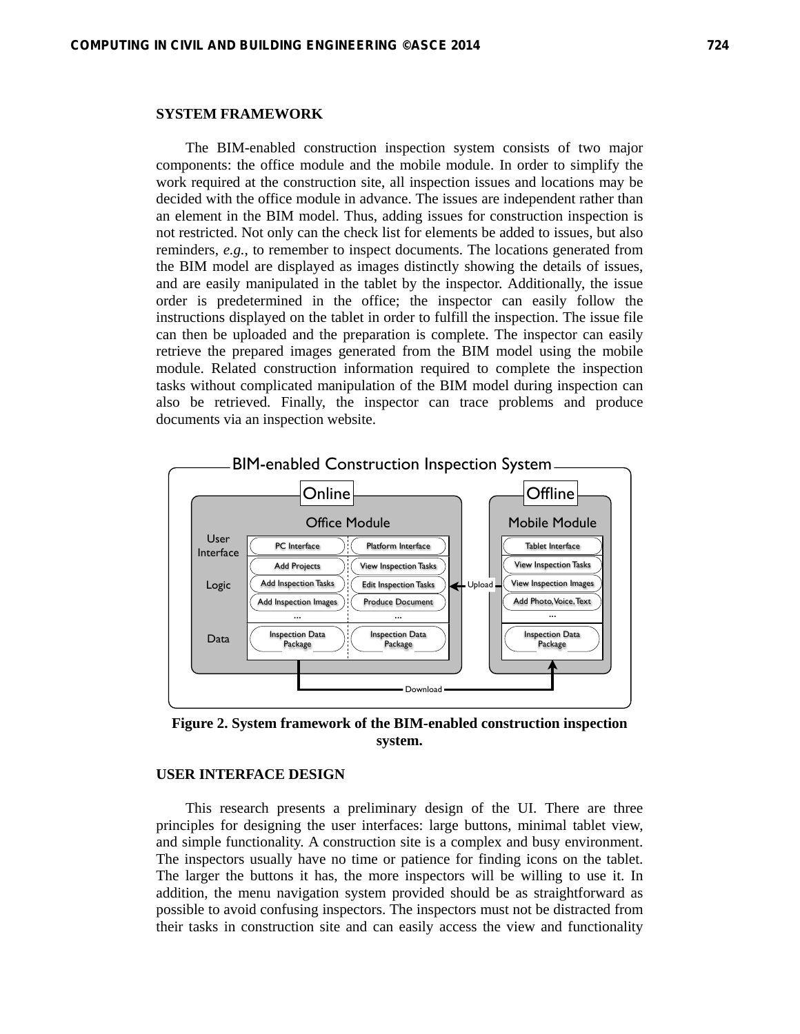## SYSTEM FRAMEWORK

The BIM-enabled construction inspection system consists of two major components: the office module and the mobile module. In order to simplify the work required at the construction site, all inspection issues and locations may be decided with the office module in advance. The issues are independent rather than an element in the BIM model. Thus, adding issues for construction inspection is not restricted. Not only can the check list for elements be added to issues, but also reminders, *e.g.*, to remember to inspect documents. The locations generated from the BIM model are displayed as images distinctly showing the details of issues, and are easily manipulated in the tablet by the inspector. Additionally, the issue order is predetermined in the office; the inspector can easily follow the instructions displayed on the tablet in order to fulfill the inspection. The issue file can then be uploaded and the preparation is complete. The inspector can easily retrieve the prepared images generated from the BIM model using the mobile module. Related construction information required to complete the inspection tasks without complicated manipulation of the BIM model during inspection can also be retrieved. Finally, the inspector can trace problems and produce documents via an inspection website.

**Figure 2. System framework of the BIM-enabled construction inspection system.**

## USER INTERFACE DESIGN

This research presents a preliminary design of the UI. There are three principles for designing the user interfaces: large buttons, minimal tablet view, and simple functionality. A construction site is a complex and busy environment. The inspectors usually have no time or patience for finding icons on the tablet. The larger the buttons it has, the more inspectors will be willing to use it. In addition, the menu navigation system provided should be as straightforward as possible to avoid confusing inspectors. The inspectors must not be distracted from their tasks in construction site and can easily access the view and functionality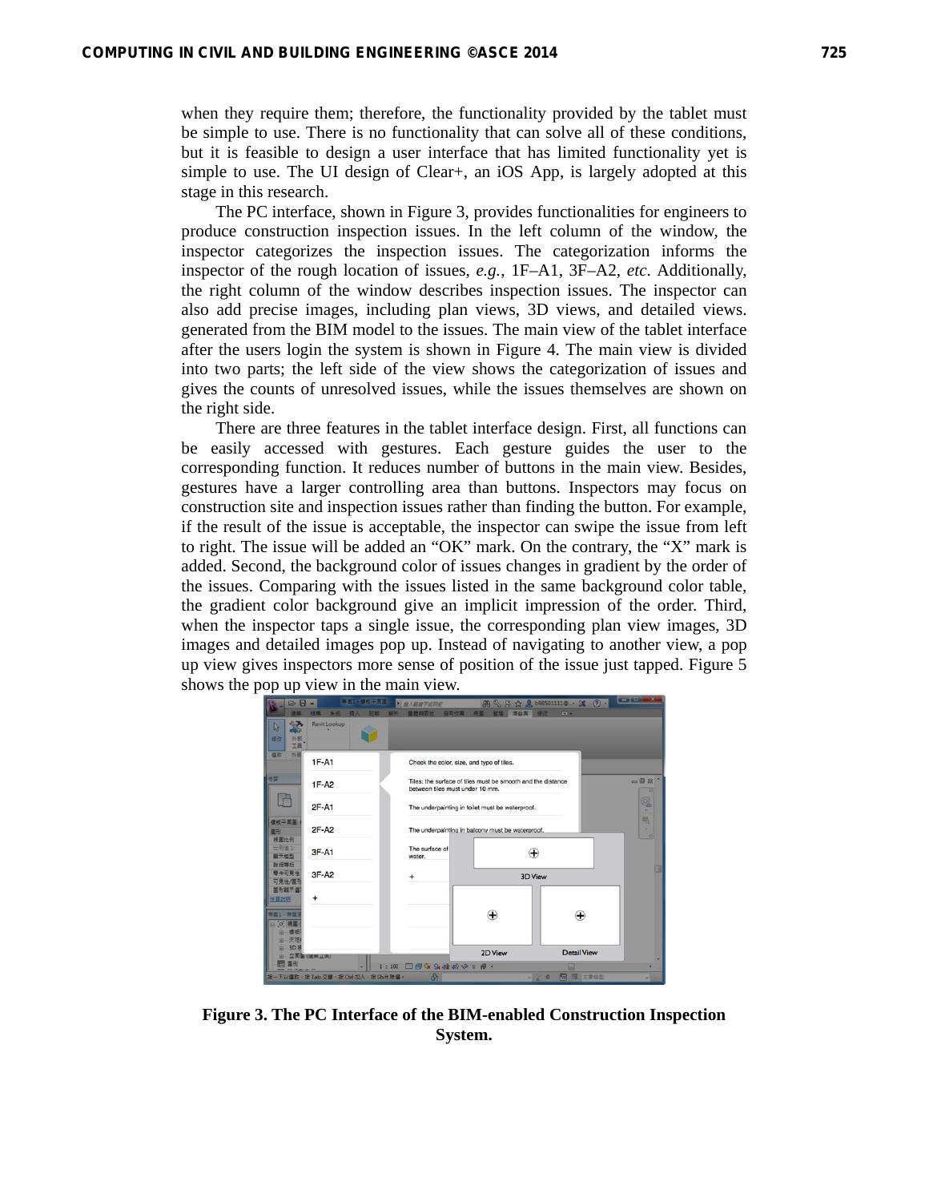when they require them; therefore, the functionality provided by the tablet must be simple to use. There is no functionality that can solve all of these conditions, but it is feasible to design a user interface that has limited functionality yet is simple to use. The UI design of Clear+, an iOS App, is largely adopted at this stage in this research.

The PC interface, shown in Figure 3, provides functionalities for engineers to produce construction inspection issues. In the left column of the window, the inspector categorizes the inspection issues. The categorization informs the inspector of the rough location of issues, *e.g.*, 1F–A1, 3F–A2, *etc*. Additionally, the right column of the window describes inspection issues. The inspector can also add precise images, including plan views, 3D views, and detailed views. generated from the BIM model to the issues. The main view of the tablet interface after the users login the system is shown in Figure 4. The main view is divided into two parts; the left side of the view shows the categorization of issues and gives the counts of unresolved issues, while the issues themselves are shown on the right side.

There are three features in the tablet interface design. First, all functions can be easily accessed with gestures. Each gesture guides the user to the corresponding function. It reduces number of buttons in the main view. Besides, gestures have a larger controlling area than buttons. Inspectors may focus on construction site and inspection issues rather than finding the button. For example, if the result of the issue is acceptable, the inspector can swipe the issue from left to right. The issue will be added an "OK" mark. On the contrary, the "X" mark is added. Second, the background color of issues changes in gradient by the order of the issues. Comparing with the issues listed in the same background color table, the gradient color background give an implicit impression of the order. Third, when the inspector taps a single issue, the corresponding plan view images, 3D images and detailed images pop up. Instead of navigating to another view, a pop up view gives inspectors more sense of position of the issue just tapped. Figure 5 shows the pop up view in the main view.

**Figure 3. The PC Interface of the BIM-enabled Construction Inspection System.**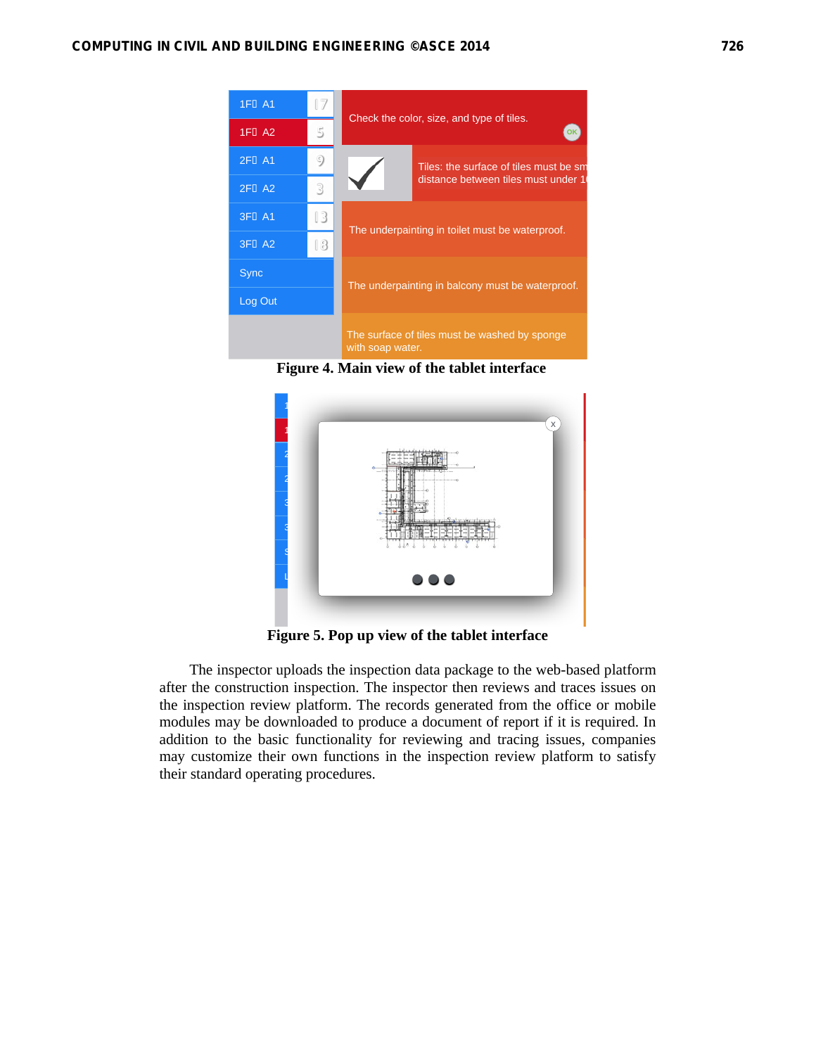Figure 4. Main view of the tablet interface

Figure 5. Pop up view of the tablet interface

The inspector uploads the inspection data package to the web-based platform after the construction inspection. The inspector then reviews and traces issues on the inspection review platform. The records generated from the office or mobile modules may be downloaded to produce a document of report if it is required. In addition to the basic functionality for reviewing and tracing issues, companies may customize their own functions in the inspection review platform to satisfy their standard operating procedures.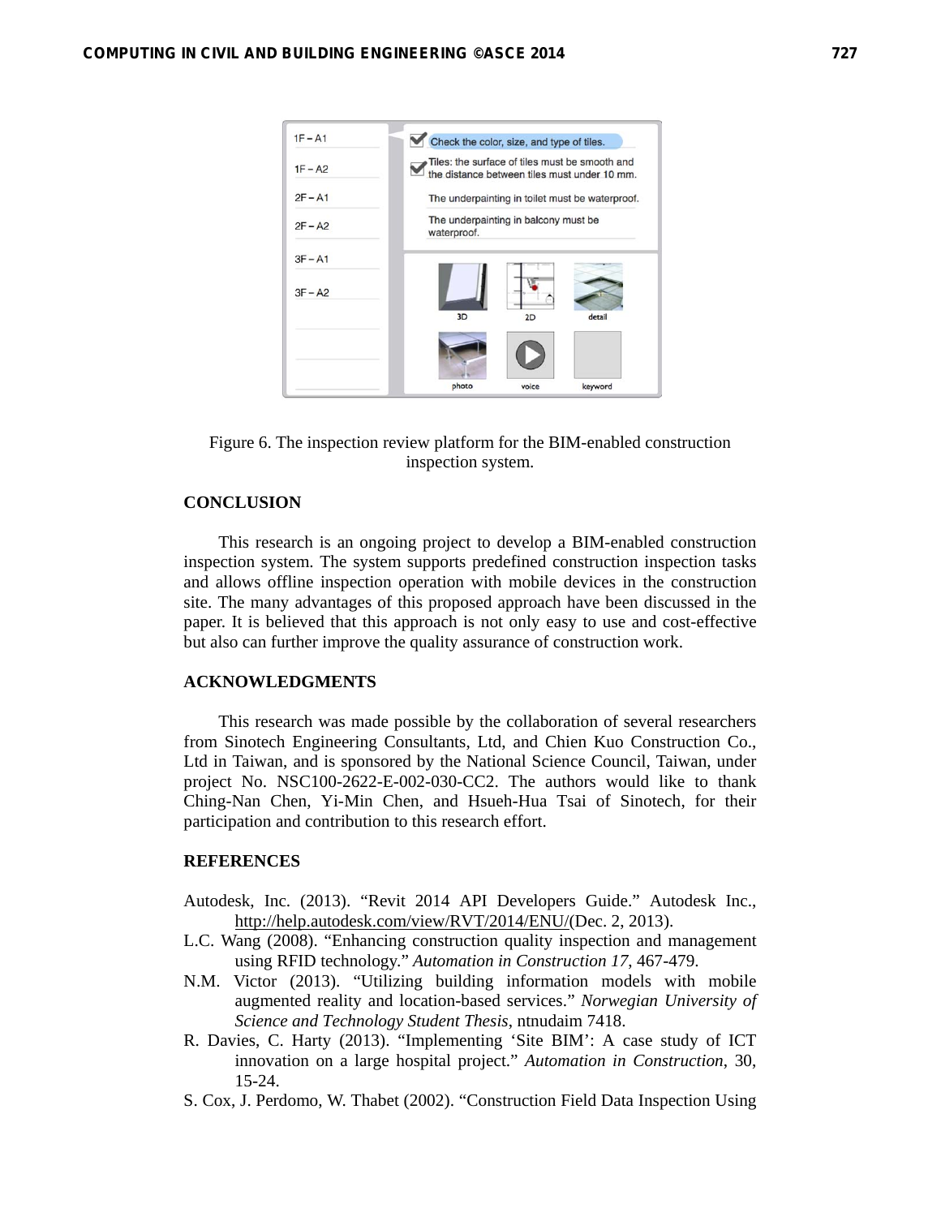Figure 6. The inspection review platform for the BIM-enabled construction inspection system.

## CONCLUSION

This research is an ongoing project to develop a BIM-enabled construction inspection system. The system supports predefined construction inspection tasks and allows offline inspection operation with mobile devices in the construction site. The many advantages of this proposed approach have been discussed in the paper. It is believed that this approach is not only easy to use and cost-effective but also can further improve the quality assurance of construction work.

## ACKNOWLEDGMENTS

This research was made possible by the collaboration of several researchers from Sinotech Engineering Consultants, Ltd, and Chien Kuo Construction Co., Ltd in Taiwan, and is sponsored by the National Science Council, Taiwan, under project No. NSC100-2622-E-002-030-CC2. The authors would like to thank Ching-Nan Chen, Yi-Min Chen, and Hsueh-Hua Tsai of Sinotech, for their participation and contribution to this research effort.

## REFERENCES

Autodesk, Inc. (2013). "Revit 2014 API Developers Guide." Autodesk Inc., http://help.autodesk.com/view/RVT/2014/ENU/(Dec. 2, 2013).

L.C. Wang (2008). "Enhancing construction quality inspection and management using RFID technology." *Automation in Construction 17*, 467-479.

N.M. Victor (2013). "Utilizing building information models with mobile augmented reality and location-based services." *Norwegian University of Science and Technology Student Thesis*, ntnudaim 7418.

R. Davies, C. Harty (2013). "Implementing 'Site BIM': A case study of ICT innovation on a large hospital project." *Automation in Construction*, 30, 15-24.

S. Cox, J. Perdomo, W. Thabet (2002). "Construction Field Data Inspection Using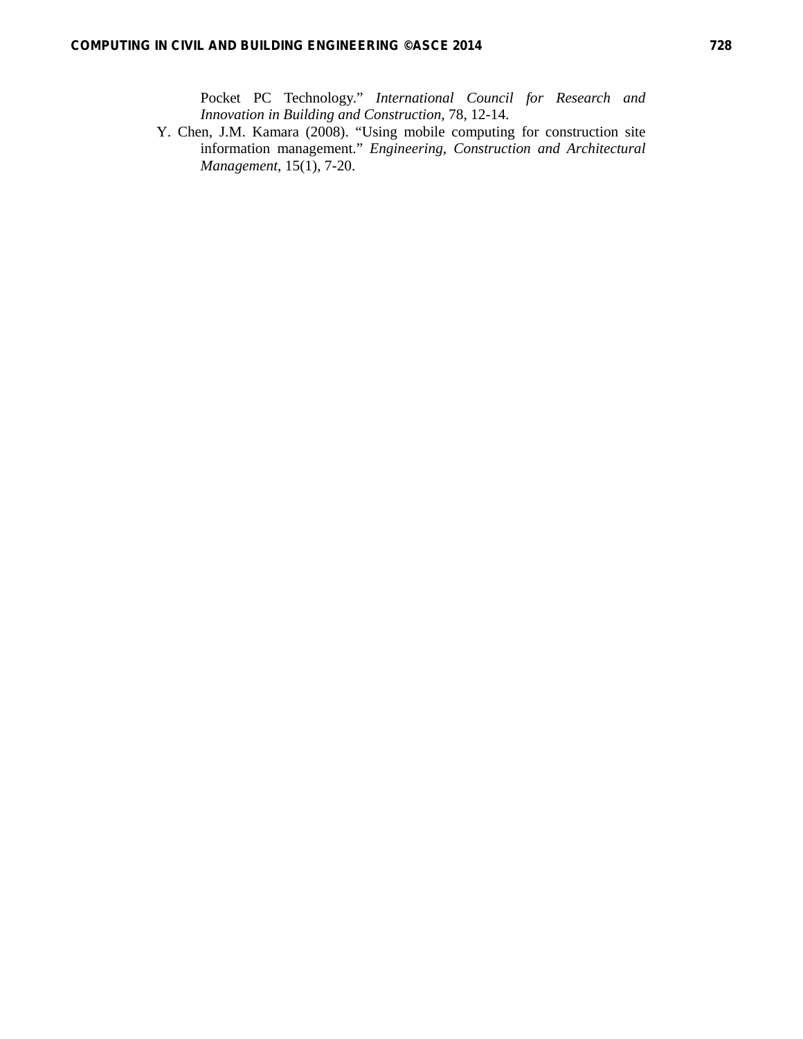Pocket PC Technology." *International Council for Research and Innovation in Building and Construction,* 78, 12-14.

Y. Chen, J.M. Kamara (2008). "Using mobile computing for construction site information management." *Engineering, Construction and Architectural Management*, 15(1), 7-20.